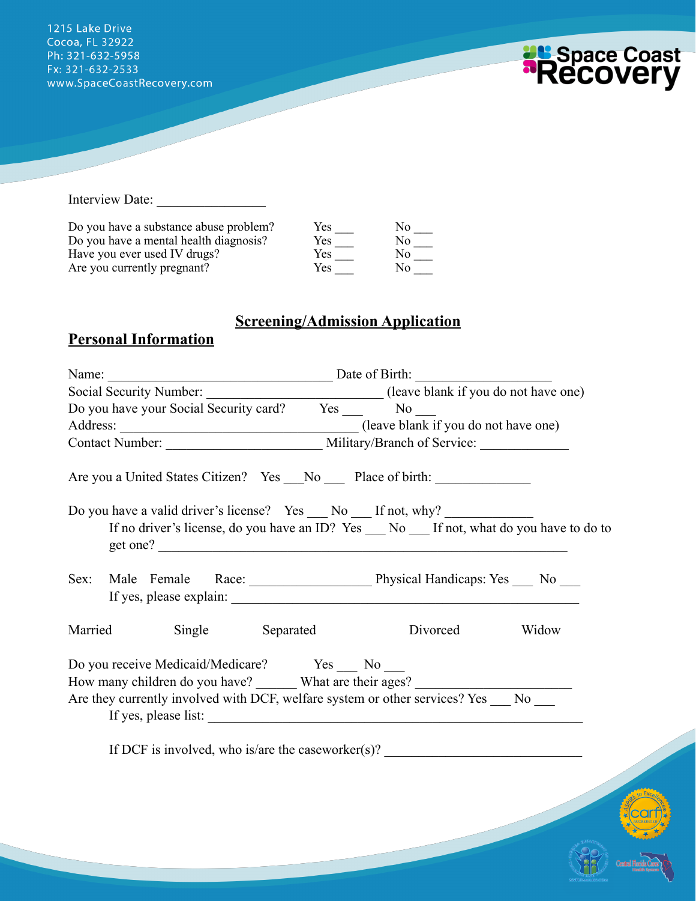1215 Lake Drive
Cocoa, FL 32922
Ph: 321-632-5958
Fx: 321-632-2533
www.SpaceCoastRecovery.com

Space Coast Recovery

Interview Date: ________________

| | | |
|---|---|---|
| Do you have a substance abuse problem? | Yes ___ | No ___ |
| Do you have a mental health diagnosis? | Yes ___ | No ___ |
| Have you ever used IV drugs? | Yes ___ | No ___ |
| Are you currently pregnant? | Yes ___ | No ___ |

# Screening/Admission Application

## Personal Information

Name: ________________________________ Date of Birth: ____________________

Social Security Number: __________________________ (leave blank if you do not have one)

Do you have your Social Security card? Yes ___ No ___

Address: ___________________________________ (leave blank if you do not have one)

Contact Number: ______________________ Military/Branch of Service: _____________

Are you a United States Citizen? Yes ___ No ___ Place of birth: ______________

Do you have a valid driver's license? Yes ___ No ___ If not, why? _____________

If no driver's license, do you have an ID? Yes ___ No ___ If not, what do you have to do to get one? ____________________________________________________________

Sex: Male Female Race: _________________ Physical Handicaps: Yes ___ No ___

If yes, please explain: ___________________________________________________

Married Single Separated Divorced Widow

Do you receive Medicaid/Medicare? Yes ___ No ___

How many children do you have? ______ What are their ages? ______________________

Are they currently involved with DCF, welfare system or other services? Yes ___ No ___

If yes, please list: _______________________________________________________

If DCF is involved, who is/are the caseworker(s)? ____________________________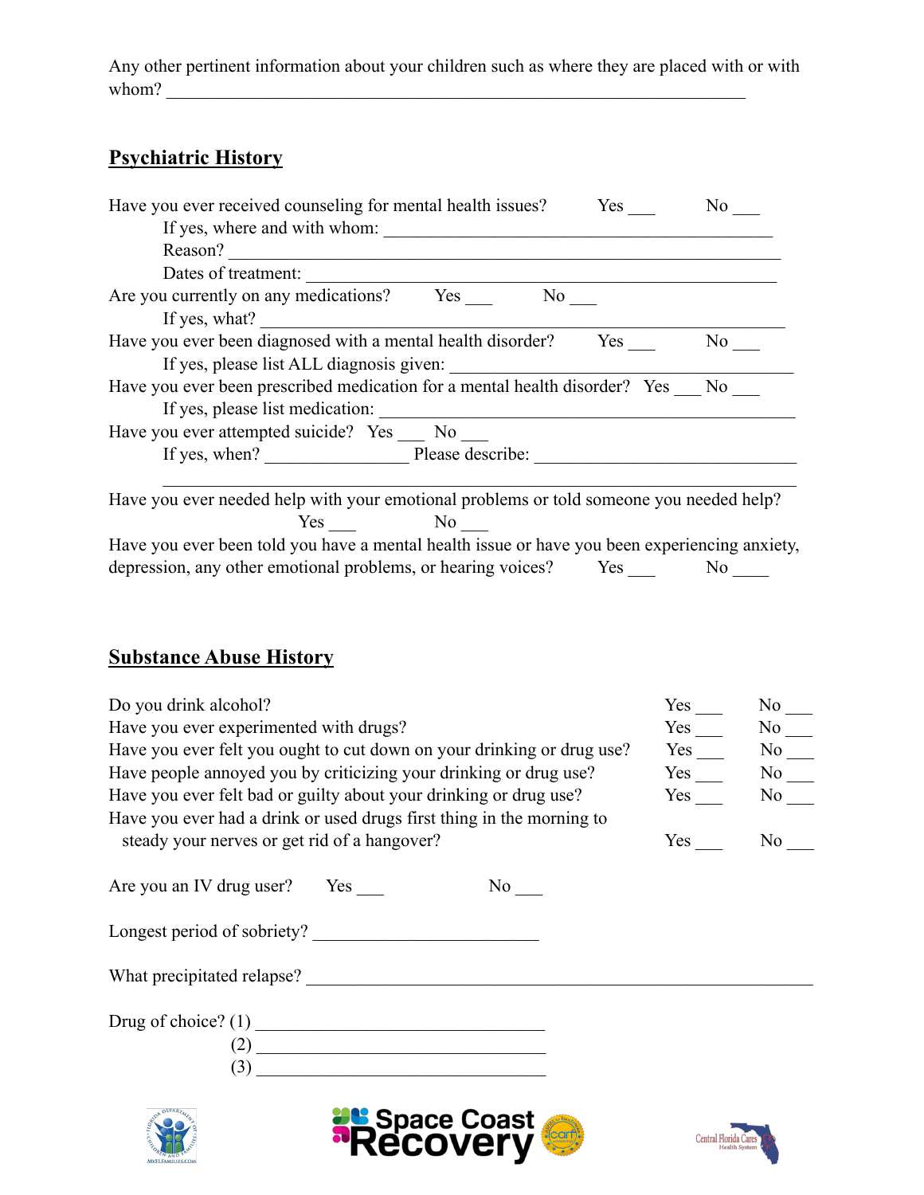Any other pertinent information about your children such as where they are placed with or with whom? ____________________________________________________________________

## Psychiatric History

Have you ever received counseling for mental health issues? Yes ___ No ___

If yes, where and with whom: ____________________________________________

Reason? ____________________________________________________________

Dates of treatment: ______________________________________________________

Are you currently on any medications? Yes ___ No ___

If yes, what? ______________________________________________________________

Have you ever been diagnosed with a mental health disorder? Yes ___ No ___

If yes, please list ALL diagnosis given: ________________________________________

Have you ever been prescribed medication for a mental health disorder? Yes ___ No ___

If yes, please list medication: _______________________________________________

Have you ever attempted suicide? Yes ___ No ___

If yes, when? _______________ Please describe: ____________________________

____________________________________________________________________

Have you ever needed help with your emotional problems or told someone you needed help?

Yes ___ No ___

Have you ever been told you have a mental health issue or have you been experiencing anxiety, depression, any other emotional problems, or hearing voices? Yes ___ No ____

## Substance Abuse History

| | | |
|---|---|---|
| Do you drink alcohol? | Yes ___ | No ___ |
| Have you ever experimented with drugs? | Yes ___ | No ___ |
| Have you ever felt you ought to cut down on your drinking or drug use? | Yes ___ | No ___ |
| Have people annoyed you by criticizing your drinking or drug use? | Yes ___ | No ___ |
| Have you ever felt bad or guilty about your drinking or drug use? | Yes ___ | No ___ |
| Have you ever had a drink or used drugs first thing in the morning to steady your nerves or get rid of a hangover? | Yes ___ | No ___ |

Are you an IV drug user? Yes ___ No ___

Longest period of sobriety? _________________________

What precipitated relapse? ___________________________________________________________

Drug of choice? (1) ________________________________

(2) ________________________________

(3) ________________________________

Space Coast Recovery

Central Florida Cares Health System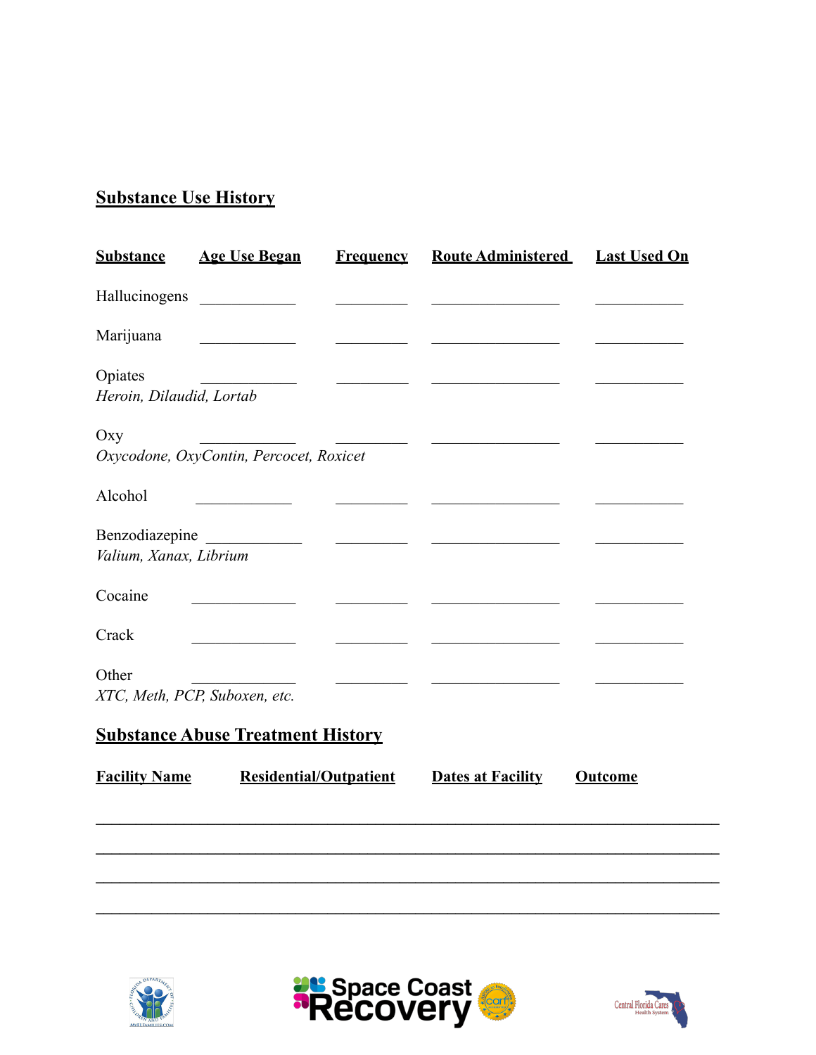## Substance Use History

| Substance | Age Use Began | Frequency | Route Administered | Last Used On |
|---|---|---|---|---|
| Hallucinogens | ____________ | _________ | ________________ | ___________ |
| Marijuana | ____________ | _________ | ________________ | ___________ |
| Opiates<br>*Heroin, Dilaudid, Lortab* | ____________ | _________ | ________________ | ___________ |
| Oxy<br>*Oxycodone, OxyContin, Percocet, Roxicet* | ____________ | _________ | ________________ | ___________ |
| Alcohol | ____________ | _________ | ________________ | ___________ |
| Benzodiazepine<br>*Valium, Xanax, Librium* | ____________ | _________ | ________________ | ___________ |
| Cocaine | ____________ | _________ | ________________ | ___________ |
| Crack | ____________ | _________ | ________________ | ___________ |
| Other<br>*XTC, Meth, PCP, Suboxen, etc.* | ____________ | _________ | ________________ | ___________ |

## Substance Abuse Treatment History

| Facility Name | Residential/Outpatient | Dates at Facility | Outcome |
|---|---|---|---|
| | | | |
| | | | |
| | | | |
| | | | |

_______________________________________________________________________________

_______________________________________________________________________________

_______________________________________________________________________________

_______________________________________________________________________________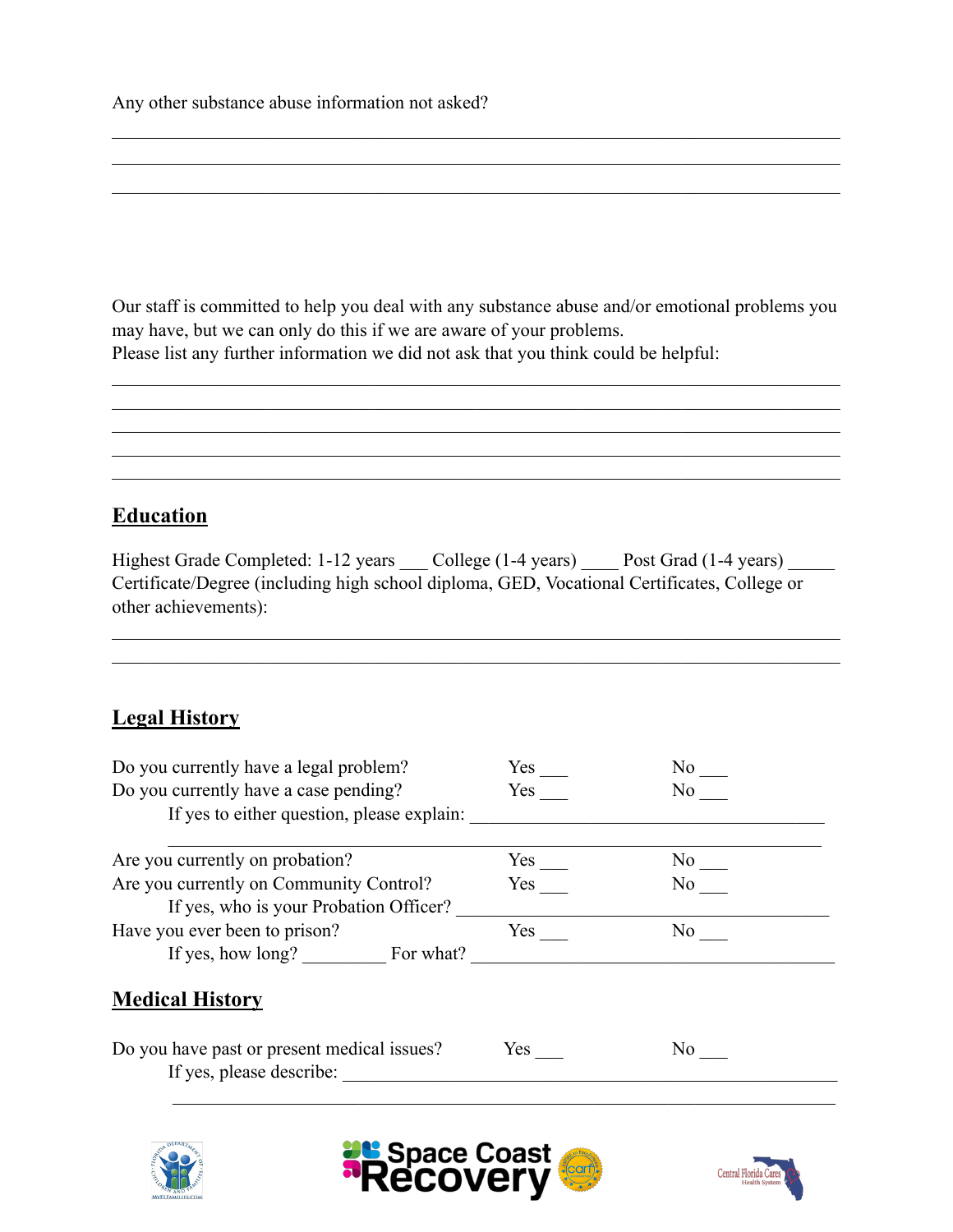Any other substance abuse information not asked?

_______________________________________________________________________________
_______________________________________________________________________________
_______________________________________________________________________________

Our staff is committed to help you deal with any substance abuse and/or emotional problems you may have, but we can only do this if we are aware of your problems.
Please list any further information we did not ask that you think could be helpful:

_______________________________________________________________________________
_______________________________________________________________________________
_______________________________________________________________________________
_______________________________________________________________________________
_______________________________________________________________________________

## Education

Highest Grade Completed: 1-12 years ___ College (1-4 years) ____ Post Grad (1-4 years) _____
Certificate/Degree (including high school diploma, GED, Vocational Certificates, College or other achievements):

_______________________________________________________________________________
_______________________________________________________________________________

## Legal History

Do you currently have a legal problem? Yes ___ No ___
Do you currently have a case pending? Yes ___ No ___
If yes to either question, please explain: ______________________________________
_______________________________________________________________________________
Are you currently on probation? Yes ___ No ___
Are you currently on Community Control? Yes ___ No ___
If yes, who is your Probation Officer? _________________________________________
Have you ever been to prison? Yes ___ No ___
If yes, how long? _________ For what? ________________________________________

## Medical History

Do you have past or present medical issues? Yes ___ No ___
If yes, please describe: _________________________________________________________
_______________________________________________________________________________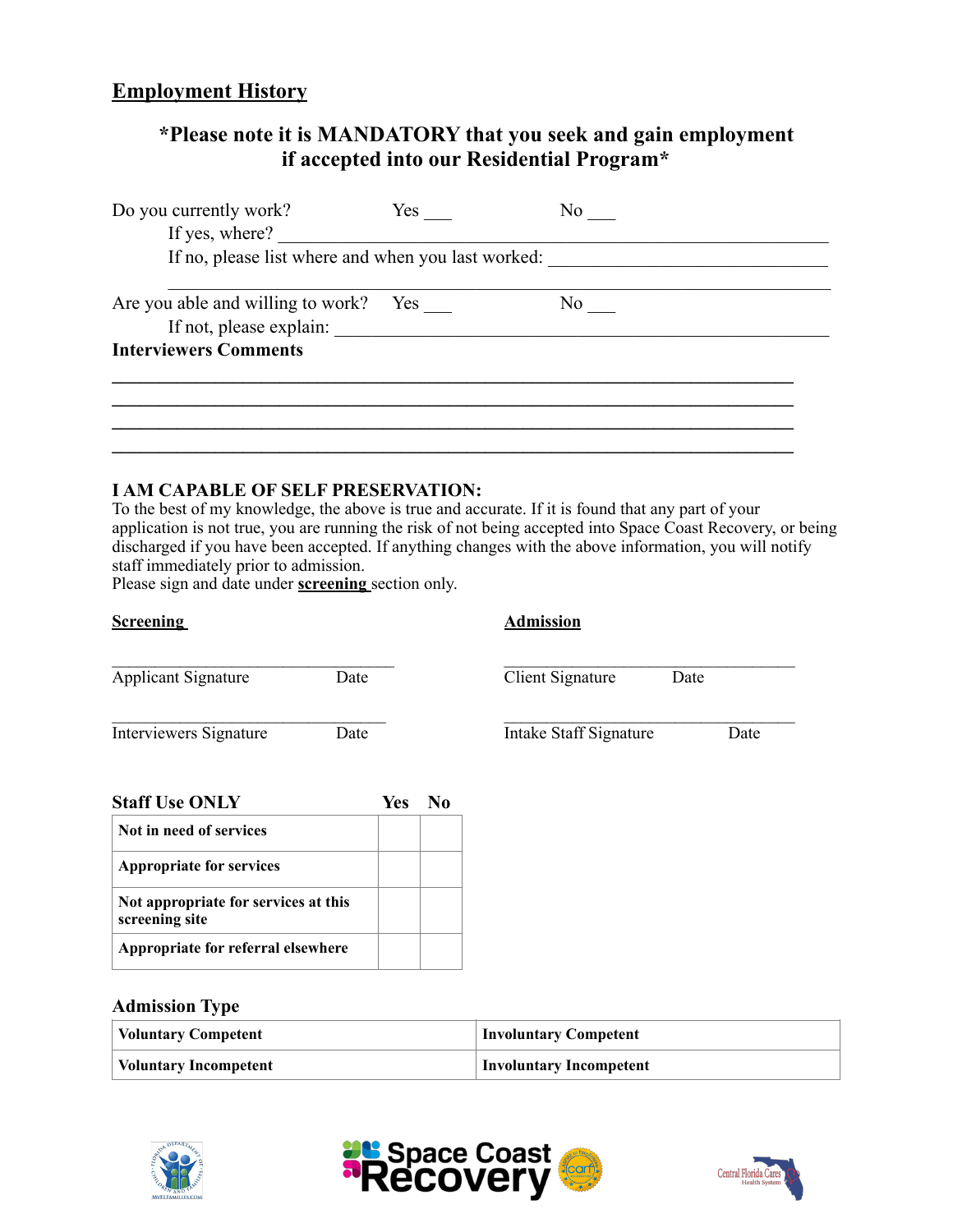## Employment History

### *Please note it is MANDATORY that you seek and gain employment if accepted into our Residential Program*

Do you currently work? Yes ___ No ___

If yes, where? ____________________________________________

If no, please list where and when you last worked: ______________________

____________________________________________

Are you able and willing to work? Yes ___ No ___

If not, please explain: ____________________________________________

**Interviewers Comments**

____________________________________________

____________________________________________

____________________________________________

____________________________________________

**I AM CAPABLE OF SELF PRESERVATION:**

To the best of my knowledge, the above is true and accurate. If it is found that any part of your application is not true, you are running the risk of not being accepted into Space Coast Recovery, or being discharged if you have been accepted. If anything changes with the above information, you will notify staff immediately prior to admission.

Please sign and date under **screening** section only.

**Screening**

______________________________
Applicant Signature Date

______________________________
Interviewers Signature Date

**Admission**

______________________________
Client Signature Date

______________________________
Intake Staff Signature Date

| Staff Use ONLY | Yes | No |
|---|---|---|
| Not in need of services | | |
| Appropriate for services | | |
| Not appropriate for services at this screening site | | |
| Appropriate for referral elsewhere | | |

**Admission Type**

| | |
|---|---|
| Voluntary Competent | Involuntary Competent |
| Voluntary Incompetent | Involuntary Incompetent |

Space Coast Recovery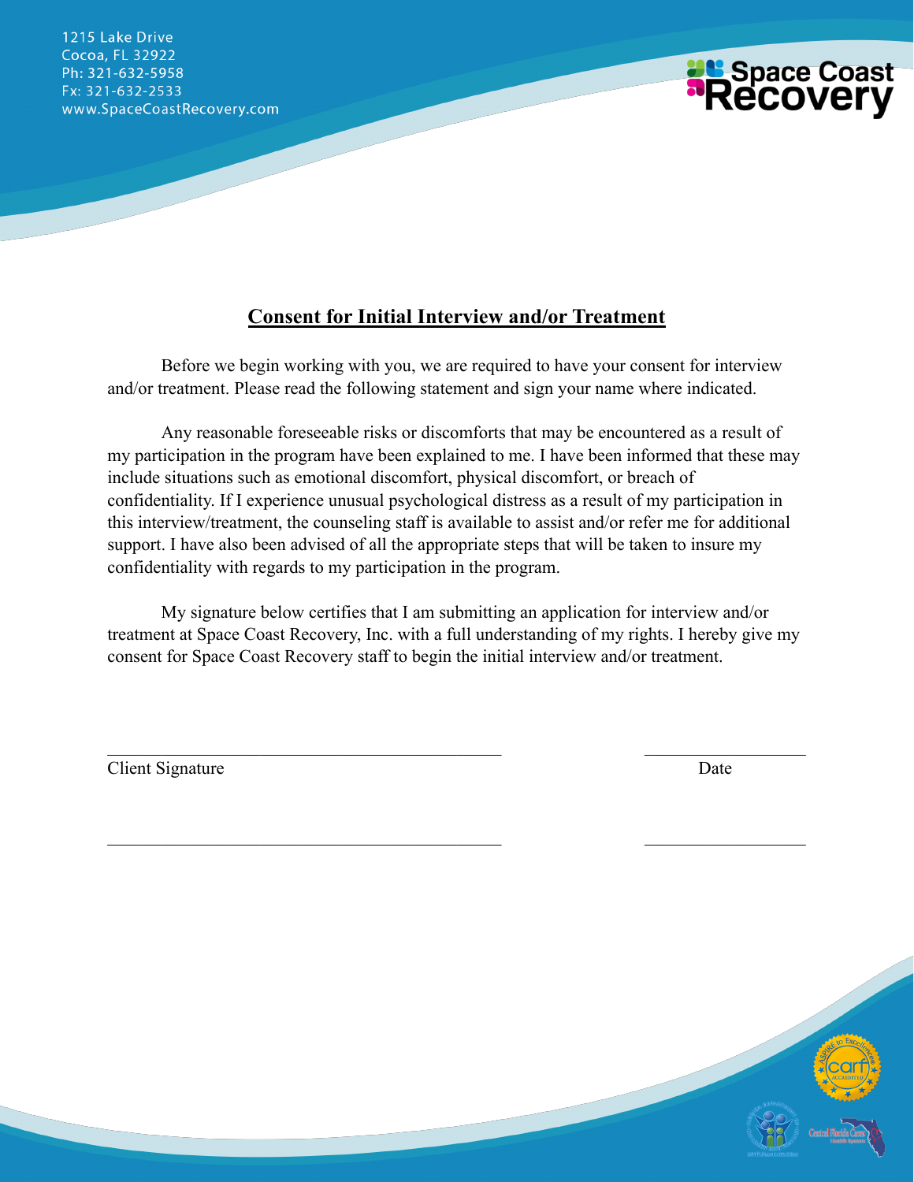1215 Lake Drive
Cocoa, FL 32922
Ph: 321-632-5958
Fx: 321-632-2533
www.SpaceCoastRecovery.com

Space Coast Recovery

## Consent for Initial Interview and/or Treatment

Before we begin working with you, we are required to have your consent for interview and/or treatment. Please read the following statement and sign your name where indicated.

Any reasonable foreseeable risks or discomforts that may be encountered as a result of my participation in the program have been explained to me. I have been informed that these may include situations such as emotional discomfort, physical discomfort, or breach of confidentiality. If I experience unusual psychological distress as a result of my participation in this interview/treatment, the counseling staff is available to assist and/or refer me for additional support. I have also been advised of all the appropriate steps that will be taken to insure my confidentiality with regards to my participation in the program.

My signature below certifies that I am submitting an application for interview and/or treatment at Space Coast Recovery, Inc. with a full understanding of my rights. I hereby give my consent for Space Coast Recovery staff to begin the initial interview and/or treatment.

\_\_\_\_\_\_\_\_\_\_\_\_\_\_\_\_\_\_\_\_\_\_\_\_\_\_\_\_\_\_\_\_\_\_\_\_\_\_\_\_ \_\_\_\_\_\_\_\_\_\_\_\_\_\_\_\_
Client Signature Date

\_\_\_\_\_\_\_\_\_\_\_\_\_\_\_\_\_\_\_\_\_\_\_\_\_\_\_\_\_\_\_\_\_\_\_\_\_\_\_\_ \_\_\_\_\_\_\_\_\_\_\_\_\_\_\_\_